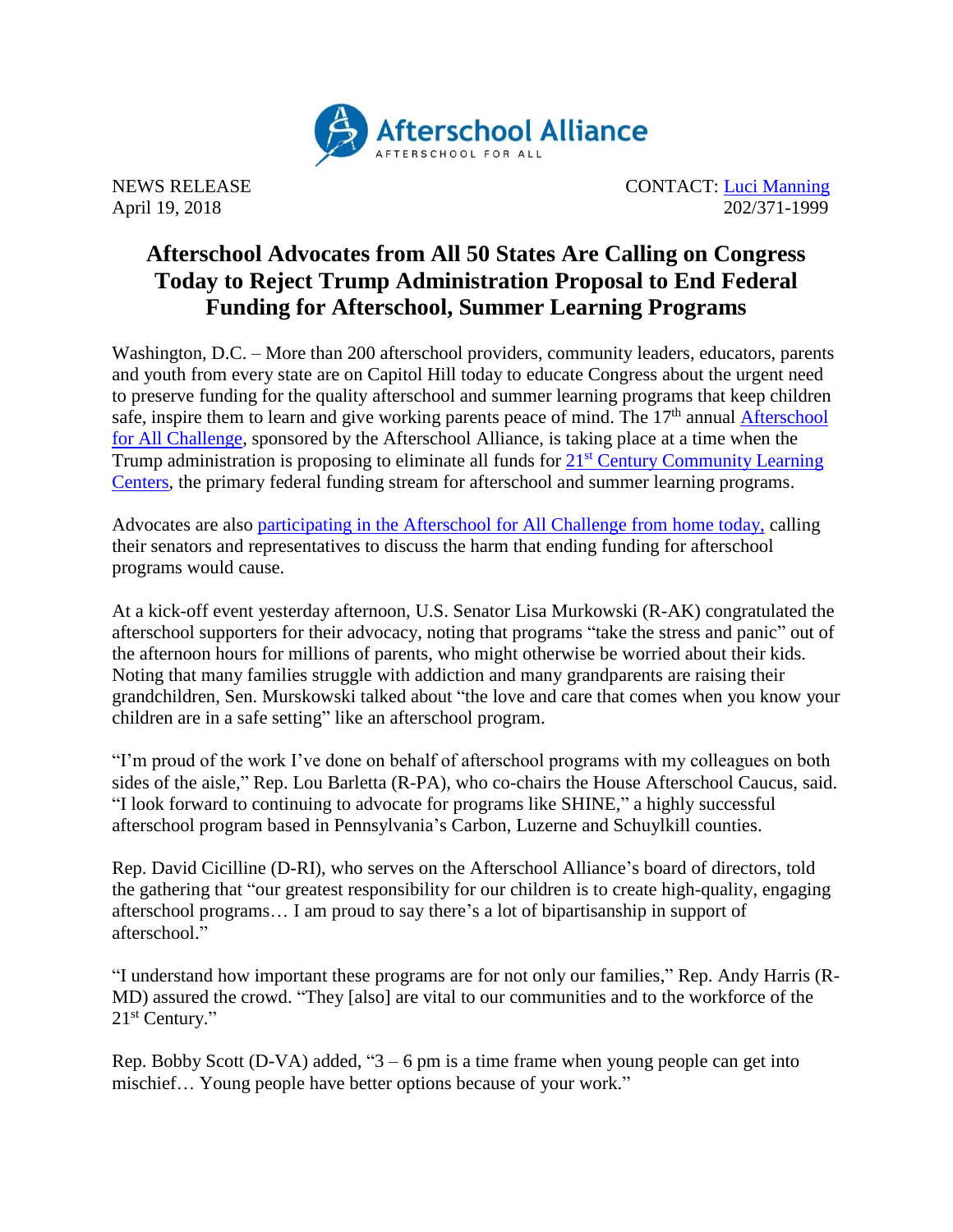Afterschool Alliance
AFTERSCHOOL FOR ALL

NEWS RELEASE
April 19, 2018

CONTACT: Luci Manning
202/371-1999

# Afterschool Advocates from All 50 States Are Calling on Congress Today to Reject Trump Administration Proposal to End Federal Funding for Afterschool, Summer Learning Programs

Washington, D.C. – More than 200 afterschool providers, community leaders, educators, parents and youth from every state are on Capitol Hill today to educate Congress about the urgent need to preserve funding for the quality afterschool and summer learning programs that keep children safe, inspire them to learn and give working parents peace of mind. The 17th annual Afterschool for All Challenge, sponsored by the Afterschool Alliance, is taking place at a time when the Trump administration is proposing to eliminate all funds for 21st Century Community Learning Centers, the primary federal funding stream for afterschool and summer learning programs.

Advocates are also participating in the Afterschool for All Challenge from home today, calling their senators and representatives to discuss the harm that ending funding for afterschool programs would cause.

At a kick-off event yesterday afternoon, U.S. Senator Lisa Murkowski (R-AK) congratulated the afterschool supporters for their advocacy, noting that programs "take the stress and panic" out of the afternoon hours for millions of parents, who might otherwise be worried about their kids. Noting that many families struggle with addiction and many grandparents are raising their grandchildren, Sen. Murskowski talked about "the love and care that comes when you know your children are in a safe setting" like an afterschool program.

"I'm proud of the work I've done on behalf of afterschool programs with my colleagues on both sides of the aisle," Rep. Lou Barletta (R-PA), who co-chairs the House Afterschool Caucus, said. "I look forward to continuing to advocate for programs like SHINE," a highly successful afterschool program based in Pennsylvania's Carbon, Luzerne and Schuylkill counties.

Rep. David Cicilline (D-RI), who serves on the Afterschool Alliance's board of directors, told the gathering that "our greatest responsibility for our children is to create high-quality, engaging afterschool programs… I am proud to say there's a lot of bipartisanship in support of afterschool."

"I understand how important these programs are for not only our families," Rep. Andy Harris (R-MD) assured the crowd. "They [also] are vital to our communities and to the workforce of the 21st Century."

Rep. Bobby Scott (D-VA) added, "3 – 6 pm is a time frame when young people can get into mischief… Young people have better options because of your work."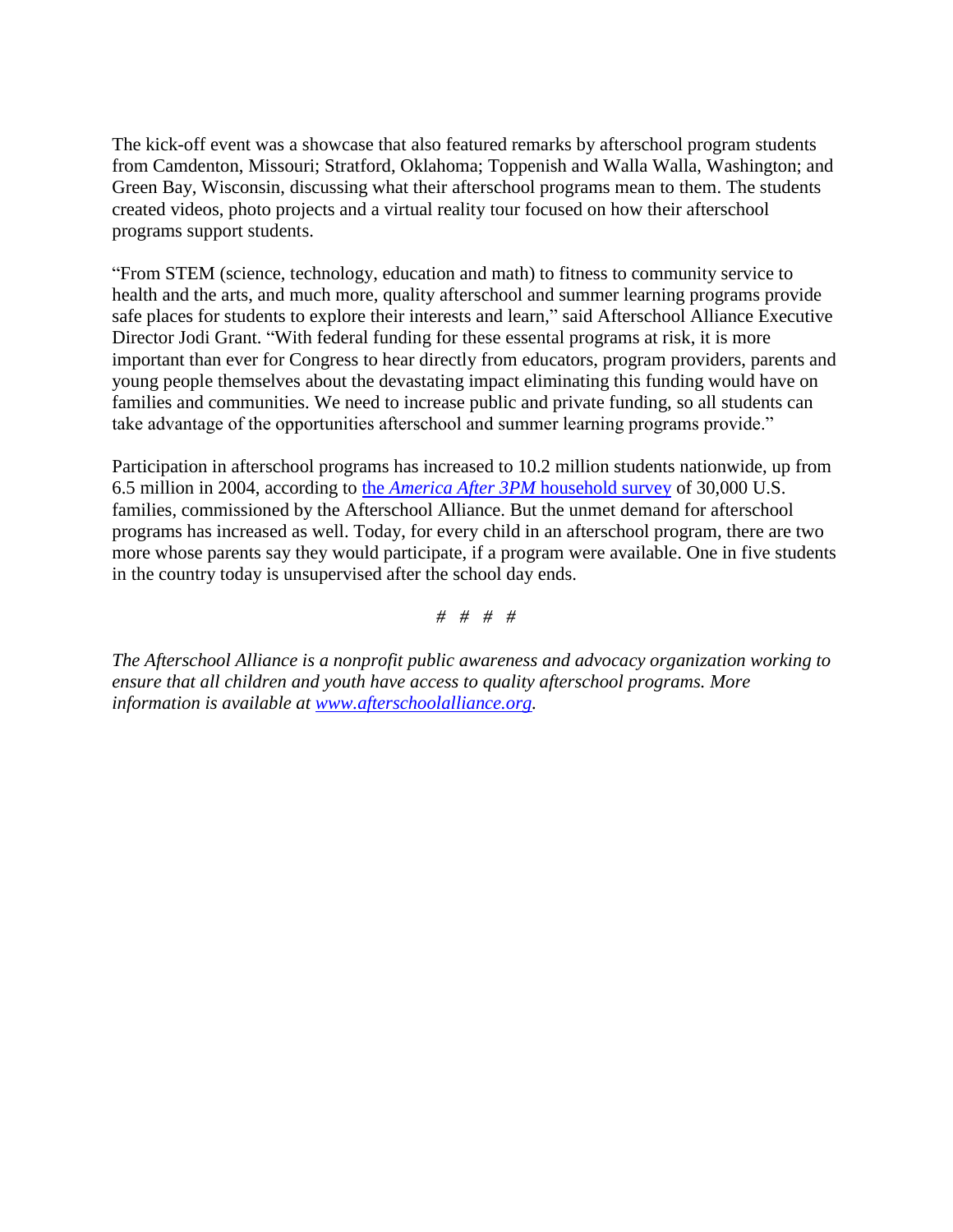The kick-off event was a showcase that also featured remarks by afterschool program students from Camdenton, Missouri; Stratford, Oklahoma; Toppenish and Walla Walla, Washington; and Green Bay, Wisconsin, discussing what their afterschool programs mean to them. The students created videos, photo projects and a virtual reality tour focused on how their afterschool programs support students.

"From STEM (science, technology, education and math) to fitness to community service to health and the arts, and much more, quality afterschool and summer learning programs provide safe places for students to explore their interests and learn," said Afterschool Alliance Executive Director Jodi Grant. "With federal funding for these essental programs at risk, it is more important than ever for Congress to hear directly from educators, program providers, parents and young people themselves about the devastating impact eliminating this funding would have on families and communities. We need to increase public and private funding, so all students can take advantage of the opportunities afterschool and summer learning programs provide."

Participation in afterschool programs has increased to 10.2 million students nationwide, up from 6.5 million in 2004, according to the *America After 3PM* household survey of 30,000 U.S. families, commissioned by the Afterschool Alliance. But the unmet demand for afterschool programs has increased as well. Today, for every child in an afterschool program, there are two more whose parents say they would participate, if a program were available. One in five students in the country today is unsupervised after the school day ends.

# # # #

*The Afterschool Alliance is a nonprofit public awareness and advocacy organization working to ensure that all children and youth have access to quality afterschool programs. More information is available at www.afterschoolalliance.org.*